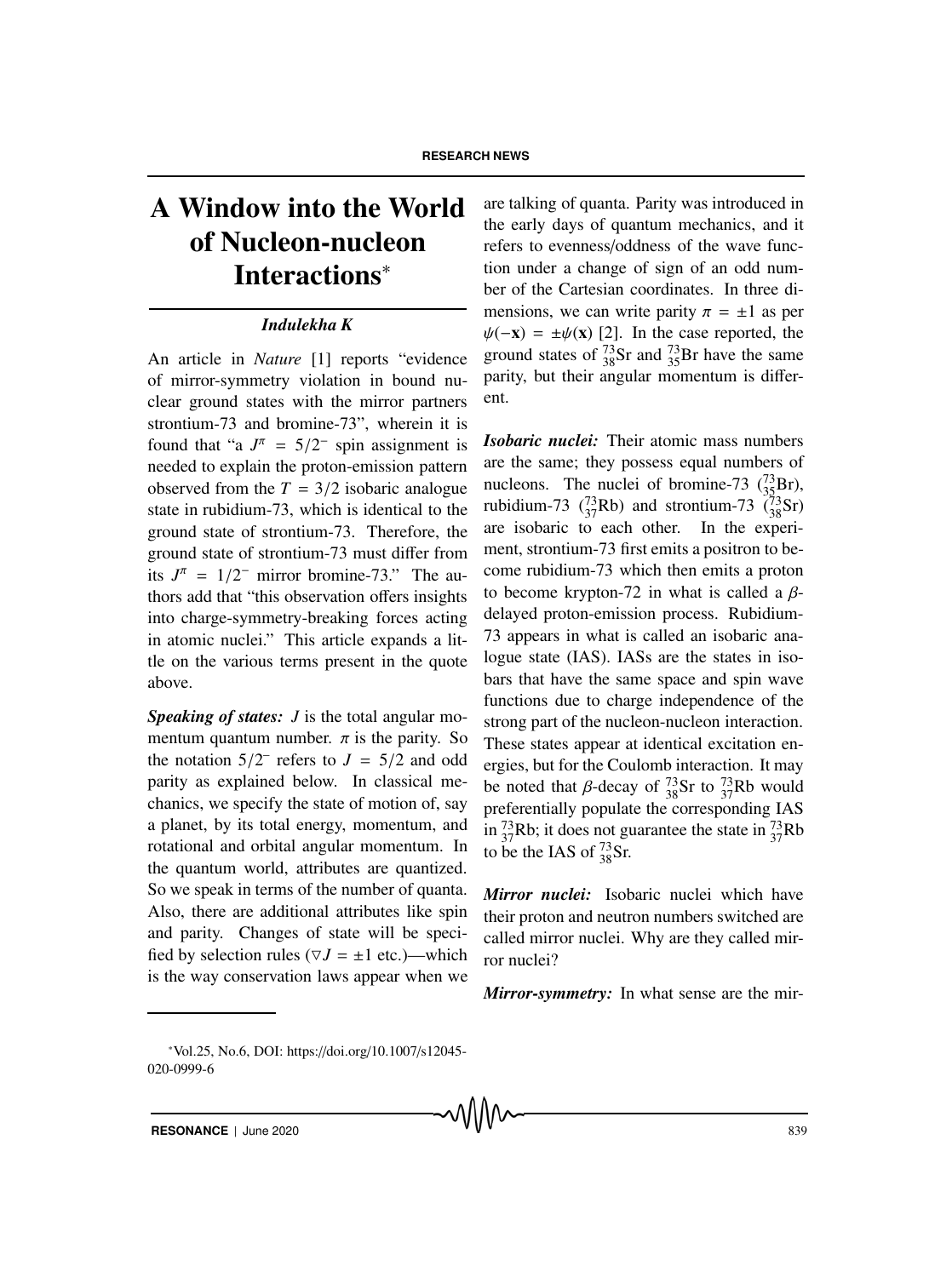# A Window into the World of Nucleon-nucleon Interactions*

### *Indulekha K*

An article in *Nature* [1] reports "evidence of mirror-symmetry violation in bound nuclear ground states with the mirror partners strontium-73 and bromine-73", wherein it is found that "a $J^\pi = 5/2^-$ spin assignment is needed to explain the proton-emission pattern observed from the $T = 3/2$ isobaric analogue state in rubidium-73, which is identical to the ground state of strontium-73. Therefore, the ground state of strontium-73 must differ from its $J^\pi = 1/2^-$ mirror bromine-73." The authors add that "this observation offers insights into charge-symmetry-breaking forces acting in atomic nuclei." This article expands a little on the various terms present in the quote above.

***Speaking of states:*** $J$ is the total angular momentum quantum number. $\pi$ is the parity. So the notation $5/2^-$ refers to $J = 5/2$ and odd parity as explained below. In classical mechanics, we specify the state of motion of, say a planet, by its total energy, momentum, and rotational and orbital angular momentum. In the quantum world, attributes are quantized. So we speak in terms of the number of quanta. Also, there are additional attributes like spin and parity. Changes of state will be specified by selection rules ($\nabla J = \pm 1$ etc.)—which is the way conservation laws appear when we are talking of quanta. Parity was introduced in the early days of quantum mechanics, and it refers to evenness/oddness of the wave function under a change of sign of an odd number of the Cartesian coordinates. In three dimensions, we can write parity $\pi = \pm 1$ as per $\psi(-\mathbf{x}) = \pm\psi(\mathbf{x})$ [2]. In the case reported, the ground states of $^{73}_{38}$Sr and $^{73}_{35}$Br have the same parity, but their angular momentum is different.

***Isobaric nuclei:*** Their atomic mass numbers are the same; they possess equal numbers of nucleons. The nuclei of bromine-73 ($^{73}_{35}$Br), rubidium-73 ($^{73}_{37}$Rb) and strontium-73 ($^{73}_{38}$Sr) are isobaric to each other. In the experiment, strontium-73 first emits a positron to become rubidium-73 which then emits a proton to become krypton-72 in what is called a $\beta$-delayed proton-emission process. Rubidium-73 appears in what is called an isobaric analogue state (IAS). IASs are the states in isobars that have the same space and spin wave functions due to charge independence of the strong part of the nucleon-nucleon interaction. These states appear at identical excitation energies, but for the Coulomb interaction. It may be noted that $\beta$-decay of $^{73}_{38}$Sr to $^{73}_{37}$Rb would preferentially populate the corresponding IAS in $^{73}_{37}$Rb; it does not guarantee the state in $^{73}_{37}$Rb to be the IAS of $^{73}_{38}$Sr.

***Mirror nuclei:*** Isobaric nuclei which have their proton and neutron numbers switched are called mirror nuclei. Why are they called mirror nuclei?

***Mirror-symmetry:*** In what sense are the mir-

*Vol.25, No.6, DOI: https://doi.org/10.1007/s12045-020-0999-6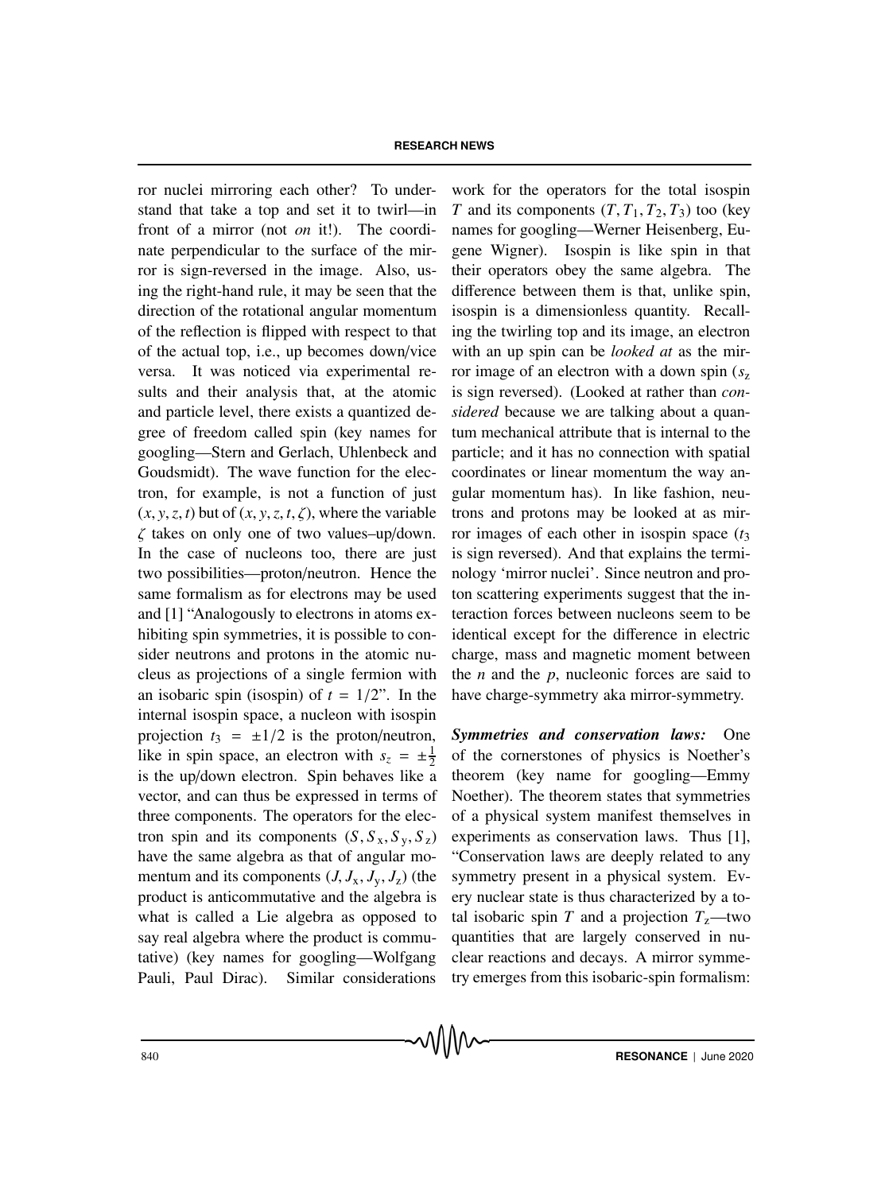ror nuclei mirroring each other? To understand that take a top and set it to twirl—in front of a mirror (not *on* it!). The coordinate perpendicular to the surface of the mirror is sign-reversed in the image. Also, using the right-hand rule, it may be seen that the direction of the rotational angular momentum of the reflection is flipped with respect to that of the actual top, i.e., up becomes down/vice versa. It was noticed via experimental results and their analysis that, at the atomic and particle level, there exists a quantized degree of freedom called spin (key names for googling—Stern and Gerlach, Uhlenbeck and Goudsmidt). The wave function for the electron, for example, is not a function of just $(x, y, z, t)$ but of $(x, y, z, t, \zeta)$, where the variable $\zeta$ takes on only one of two values–up/down. In the case of nucleons too, there are just two possibilities—proton/neutron. Hence the same formalism as for electrons may be used and [1] "Analogously to electrons in atoms exhibiting spin symmetries, it is possible to consider neutrons and protons in the atomic nucleus as projections of a single fermion with an isobaric spin (isospin) of $t = 1/2$". In the internal isospin space, a nucleon with isospin projection $t_3 = \pm 1/2$ is the proton/neutron, like in spin space, an electron with $s_z = \pm\frac{1}{2}$ is the up/down electron. Spin behaves like a vector, and can thus be expressed in terms of three components. The operators for the electron spin and its components $(S, S_x, S_y, S_z)$ have the same algebra as that of angular momentum and its components $(J, J_x, J_y, J_z)$ (the product is anticommutative and the algebra is what is called a Lie algebra as opposed to say real algebra where the product is commutative) (key names for googling—Wolfgang Pauli, Paul Dirac). Similar considerations work for the operators for the total isospin $T$ and its components $(T, T_1, T_2, T_3)$ too (key names for googling—Werner Heisenberg, Eugene Wigner). Isospin is like spin in that their operators obey the same algebra. The difference between them is that, unlike spin, isospin is a dimensionless quantity. Recalling the twirling top and its image, an electron with an up spin can be *looked at* as the mirror image of an electron with a down spin ($s_z$ is sign reversed). (Looked at rather than *considered* because we are talking about a quantum mechanical attribute that is internal to the particle; and it has no connection with spatial coordinates or linear momentum the way angular momentum has). In like fashion, neutrons and protons may be looked at as mirror images of each other in isospin space ($t_3$ is sign reversed). And that explains the terminology 'mirror nuclei'. Since neutron and proton scattering experiments suggest that the interaction forces between nucleons seem to be identical except for the difference in electric charge, mass and magnetic moment between the $n$ and the $p$, nucleonic forces are said to have charge-symmetry aka mirror-symmetry.

***Symmetries and conservation laws:*** One of the cornerstones of physics is Noether's theorem (key name for googling—Emmy Noether). The theorem states that symmetries of a physical system manifest themselves in experiments as conservation laws. Thus [1], "Conservation laws are deeply related to any symmetry present in a physical system. Every nuclear state is thus characterized by a total isobaric spin $T$ and a projection $T_z$—two quantities that are largely conserved in nuclear reactions and decays. A mirror symmetry emerges from this isobaric-spin formalism: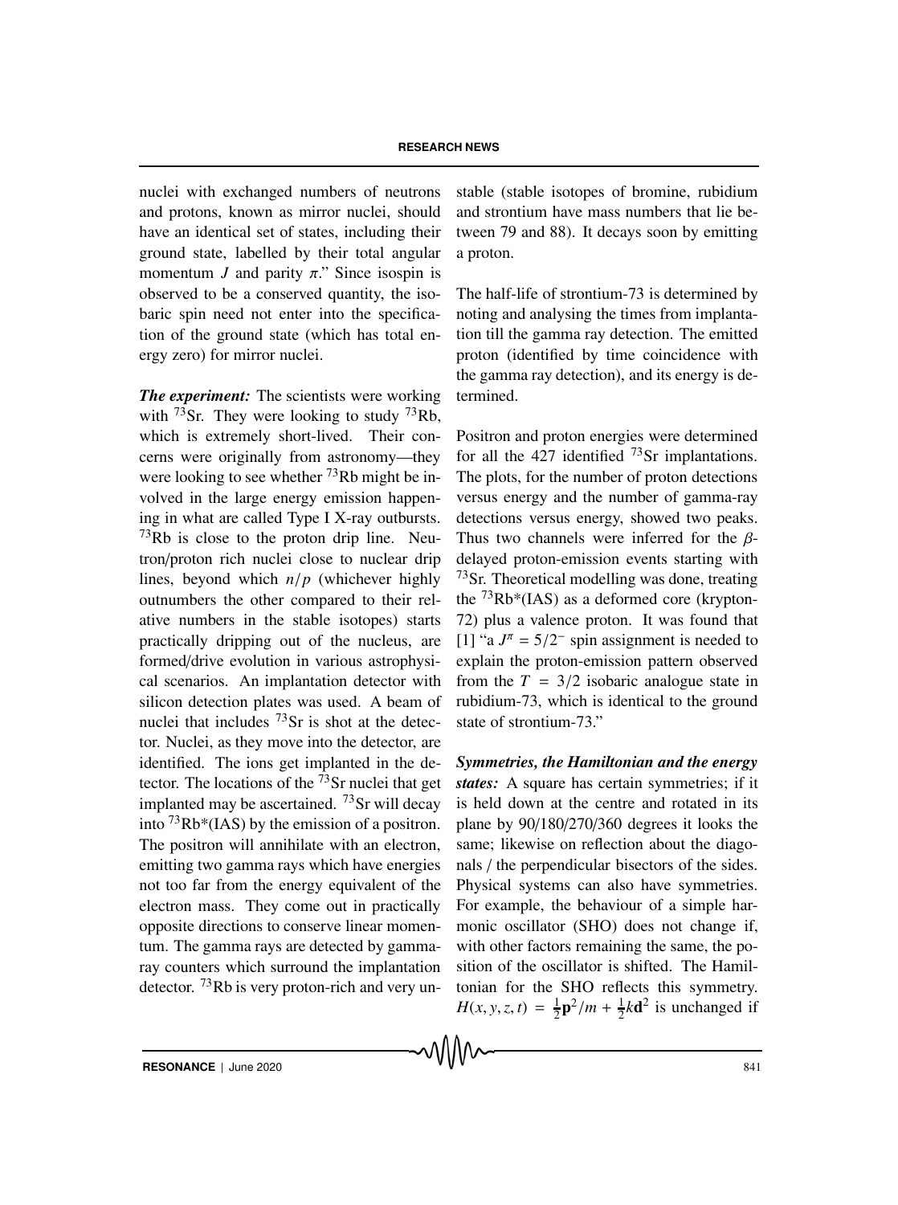nuclei with exchanged numbers of neutrons and protons, known as mirror nuclei, should have an identical set of states, including their ground state, labelled by their total angular momentum $J$ and parity $\pi$." Since isospin is observed to be a conserved quantity, the isobaric spin need not enter into the specification of the ground state (which has total energy zero) for mirror nuclei.

***The experiment:*** The scientists were working with $^{73}$Sr. They were looking to study $^{73}$Rb, which is extremely short-lived. Their concerns were originally from astronomy—they were looking to see whether $^{73}$Rb might be involved in the large energy emission happening in what are called Type I X-ray outbursts. $^{73}$Rb is close to the proton drip line. Neutron/proton rich nuclei close to nuclear drip lines, beyond which $n/p$ (whichever highly outnumbers the other compared to their relative numbers in the stable isotopes) starts practically dripping out of the nucleus, are formed/drive evolution in various astrophysical scenarios. An implantation detector with silicon detection plates was used. A beam of nuclei that includes $^{73}$Sr is shot at the detector. Nuclei, as they move into the detector, are identified. The ions get implanted in the detector. The locations of the $^{73}$Sr nuclei that get implanted may be ascertained. $^{73}$Sr will decay into $^{73}$Rb*(IAS) by the emission of a positron. The positron will annihilate with an electron, emitting two gamma rays which have energies not too far from the energy equivalent of the electron mass. They come out in practically opposite directions to conserve linear momentum. The gamma rays are detected by gamma-ray counters which surround the implantation detector. $^{73}$Rb is very proton-rich and very unstable (stable isotopes of bromine, rubidium and strontium have mass numbers that lie between 79 and 88). It decays soon by emitting a proton.

The half-life of strontium-73 is determined by noting and analysing the times from implantation till the gamma ray detection. The emitted proton (identified by time coincidence with the gamma ray detection), and its energy is determined.

Positron and proton energies were determined for all the 427 identified $^{73}$Sr implantations. The plots, for the number of proton detections versus energy and the number of gamma-ray detections versus energy, showed two peaks. Thus two channels were inferred for the $\beta$-delayed proton-emission events starting with $^{73}$Sr. Theoretical modelling was done, treating the $^{73}$Rb*(IAS) as a deformed core (krypton-72) plus a valence proton. It was found that [1] "a $J^{\pi} = 5/2^{-}$ spin assignment is needed to explain the proton-emission pattern observed from the $T = 3/2$ isobaric analogue state in rubidium-73, which is identical to the ground state of strontium-73."

***Symmetries, the Hamiltonian and the energy states:*** A square has certain symmetries; if it is held down at the centre and rotated in its plane by 90/180/270/360 degrees it looks the same; likewise on reflection about the diagonals / the perpendicular bisectors of the sides. Physical systems can also have symmetries. For example, the behaviour of a simple harmonic oscillator (SHO) does not change if, with other factors remaining the same, the position of the oscillator is shifted. The Hamiltonian for the SHO reflects this symmetry. $H(x, y, z, t) = \frac{1}{2}\mathbf{p}^2/m + \frac{1}{2}k\mathbf{d}^2$ is unchanged if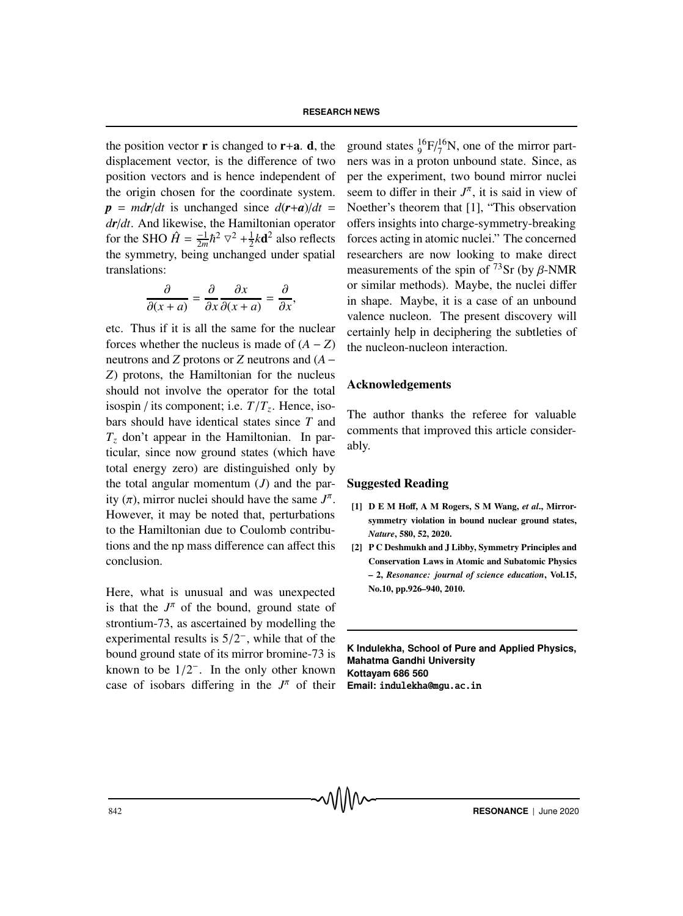the position vector **r** is changed to **r**+**a**. **d**, the displacement vector, is the difference of two position vectors and is hence independent of the origin chosen for the coordinate system. $\boldsymbol{p} = m d\boldsymbol{r}/dt$ is unchanged since $d(\boldsymbol{r}+\boldsymbol{a})/dt = d\boldsymbol{r}/dt$. And likewise, the Hamiltonian operator for the SHO $\hat{H} = \frac{-1}{2m}\hbar^2 \nabla^2 + \frac{1}{2}k\mathbf{d}^2$ also reflects the symmetry, being unchanged under spatial translations:

$$\frac{\partial}{\partial(x+a)} = \frac{\partial}{\partial x}\frac{\partial x}{\partial(x+a)} = \frac{\partial}{\partial x},$$

etc. Thus if it is all the same for the nuclear forces whether the nucleus is made of $(A-Z)$ neutrons and $Z$ protons or $Z$ neutrons and $(A-Z)$ protons, the Hamiltonian for the nucleus should not involve the operator for the total isospin / its component; i.e. $T/T_z$. Hence, isobars should have identical states since $T$ and $T_z$ don't appear in the Hamiltonian. In particular, since now ground states (which have total energy zero) are distinguished only by the total angular momentum ($J$) and the parity ($\pi$), mirror nuclei should have the same $J^{\pi}$. However, it may be noted that, perturbations to the Hamiltonian due to Coulomb contributions and the np mass difference can affect this conclusion.

Here, what is unusual and was unexpected is that the $J^{\pi}$ of the bound, ground state of strontium-73, as ascertained by modelling the experimental results is $5/2^{-}$, while that of the bound ground state of its mirror bromine-73 is known to be $1/2^{-}$. In the only other known case of isobars differing in the $J^{\pi}$ of their ground states ${}^{16}_{9}\mathrm{F}/{}^{16}_{7}\mathrm{N}$, one of the mirror partners was in a proton unbound state. Since, as per the experiment, two bound mirror nuclei seem to differ in their $J^{\pi}$, it is said in view of Noether's theorem that [1], "This observation offers insights into charge-symmetry-breaking forces acting in atomic nuclei." The concerned researchers are now looking to make direct measurements of the spin of ${}^{73}\mathrm{Sr}$ (by $\beta$-NMR or similar methods). Maybe, the nuclei differ in shape. Maybe, it is a case of an unbound valence nucleon. The present discovery will certainly help in deciphering the subtleties of the nucleon-nucleon interaction.

## Acknowledgements

The author thanks the referee for valuable comments that improved this article considerably.

## Suggested Reading

[1] **D E M Hoff, A M Rogers, S M Wang, *et al*., Mirror-symmetry violation in bound nuclear ground states, *Nature*, 580, 52, 2020.**

[2] **P C Deshmukh and J Libby, Symmetry Principles and Conservation Laws in Atomic and Subatomic Physics – 2, *Resonance: journal of science education*, Vol.15, No.10, pp.926–940, 2010.**

**K Indulekha, School of Pure and Applied Physics, Mahatma Gandhi University
Kottayam 686 560
Email: indulekha@mgu.ac.in**